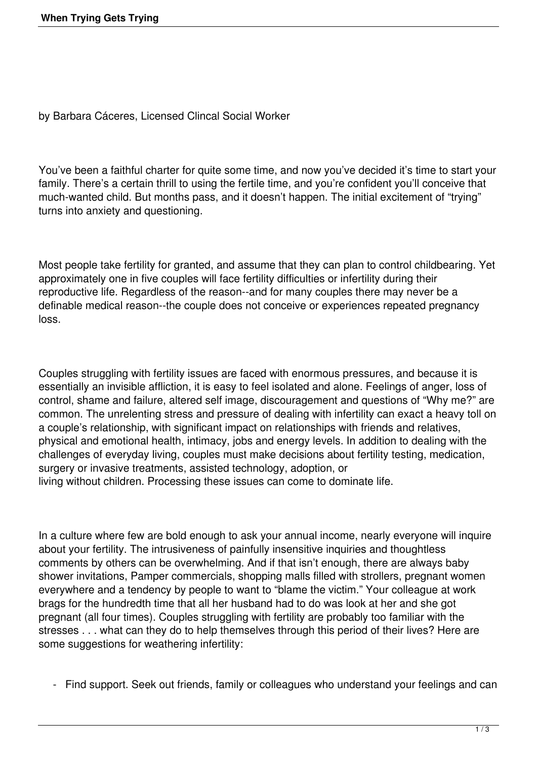# When Trying Gets Trying

by Barbara Cáceres, Licensed Clincal Social Worker

You've been a faithful charter for quite some time, and now you've decided it's time to start your family. There's a certain thrill to using the fertile time, and you're confident you'll conceive that much-wanted child. But months pass, and it doesn't happen. The initial excitement of "trying" turns into anxiety and questioning.

Most people take fertility for granted, and assume that they can plan to control childbearing. Yet approximately one in five couples will face fertility difficulties or infertility during their reproductive life. Regardless of the reason--and for many couples there may never be a definable medical reason--the couple does not conceive or experiences repeated pregnancy loss.

Couples struggling with fertility issues are faced with enormous pressures, and because it is essentially an invisible affliction, it is easy to feel isolated and alone. Feelings of anger, loss of control, shame and failure, altered self image, discouragement and questions of "Why me?" are common. The unrelenting stress and pressure of dealing with infertility can exact a heavy toll on a couple's relationship, with significant impact on relationships with friends and relatives, physical and emotional health, intimacy, jobs and energy levels. In addition to dealing with the challenges of everyday living, couples must make decisions about fertility testing, medication, surgery or invasive treatments, assisted technology, adoption, or living without children. Processing these issues can come to dominate life.

In a culture where few are bold enough to ask your annual income, nearly everyone will inquire about your fertility. The intrusiveness of painfully insensitive inquiries and thoughtless comments by others can be overwhelming. And if that isn't enough, there are always baby shower invitations, Pamper commercials, shopping malls filled with strollers, pregnant women everywhere and a tendency by people to want to "blame the victim." Your colleague at work brags for the hundredth time that all her husband had to do was look at her and she got pregnant (all four times). Couples struggling with fertility are probably too familiar with the stresses . . . what can they do to help themselves through this period of their lives? Here are some suggestions for weathering infertility:

- Find support. Seek out friends, family or colleagues who understand your feelings and can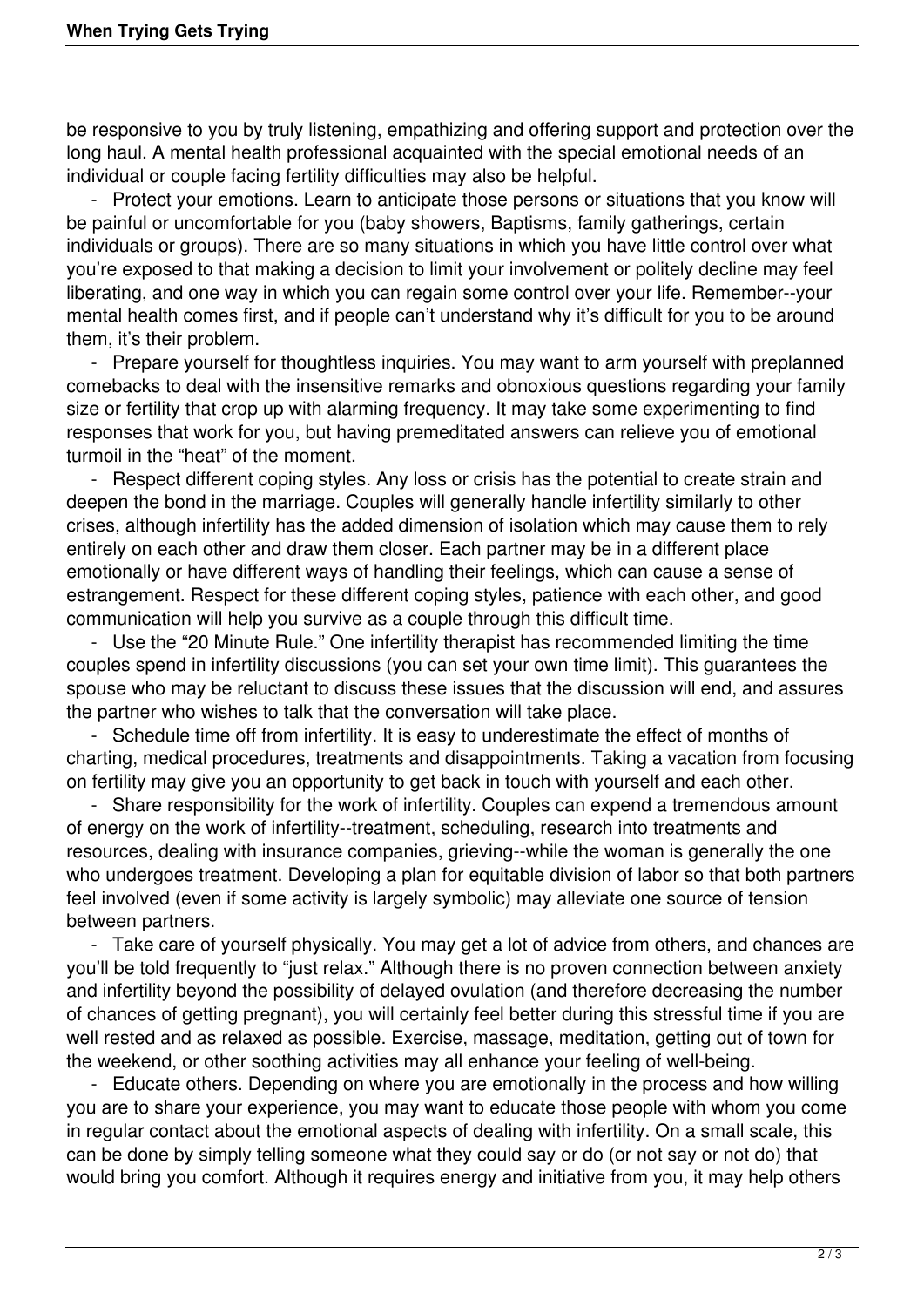be responsive to you by truly listening, empathizing and offering support and protection over the long haul. A mental health professional acquainted with the special emotional needs of an individual or couple facing fertility difficulties may also be helpful.

- Protect your emotions. Learn to anticipate those persons or situations that you know will be painful or uncomfortable for you (baby showers, Baptisms, family gatherings, certain individuals or groups). There are so many situations in which you have little control over what you're exposed to that making a decision to limit your involvement or politely decline may feel liberating, and one way in which you can regain some control over your life. Remember--your mental health comes first, and if people can't understand why it's difficult for you to be around them, it's their problem.

- Prepare yourself for thoughtless inquiries. You may want to arm yourself with preplanned comebacks to deal with the insensitive remarks and obnoxious questions regarding your family size or fertility that crop up with alarming frequency. It may take some experimenting to find responses that work for you, but having premeditated answers can relieve you of emotional turmoil in the "heat" of the moment.

- Respect different coping styles. Any loss or crisis has the potential to create strain and deepen the bond in the marriage. Couples will generally handle infertility similarly to other crises, although infertility has the added dimension of isolation which may cause them to rely entirely on each other and draw them closer. Each partner may be in a different place emotionally or have different ways of handling their feelings, which can cause a sense of estrangement. Respect for these different coping styles, patience with each other, and good communication will help you survive as a couple through this difficult time.

- Use the "20 Minute Rule." One infertility therapist has recommended limiting the time couples spend in infertility discussions (you can set your own time limit). This guarantees the spouse who may be reluctant to discuss these issues that the discussion will end, and assures the partner who wishes to talk that the conversation will take place.

- Schedule time off from infertility. It is easy to underestimate the effect of months of charting, medical procedures, treatments and disappointments. Taking a vacation from focusing on fertility may give you an opportunity to get back in touch with yourself and each other.

- Share responsibility for the work of infertility. Couples can expend a tremendous amount of energy on the work of infertility--treatment, scheduling, research into treatments and resources, dealing with insurance companies, grieving--while the woman is generally the one who undergoes treatment. Developing a plan for equitable division of labor so that both partners feel involved (even if some activity is largely symbolic) may alleviate one source of tension between partners.

- Take care of yourself physically. You may get a lot of advice from others, and chances are you'll be told frequently to "just relax." Although there is no proven connection between anxiety and infertility beyond the possibility of delayed ovulation (and therefore decreasing the number of chances of getting pregnant), you will certainly feel better during this stressful time if you are well rested and as relaxed as possible. Exercise, massage, meditation, getting out of town for the weekend, or other soothing activities may all enhance your feeling of well-being.

- Educate others. Depending on where you are emotionally in the process and how willing you are to share your experience, you may want to educate those people with whom you come in regular contact about the emotional aspects of dealing with infertility. On a small scale, this can be done by simply telling someone what they could say or do (or not say or not do) that would bring you comfort. Although it requires energy and initiative from you, it may help others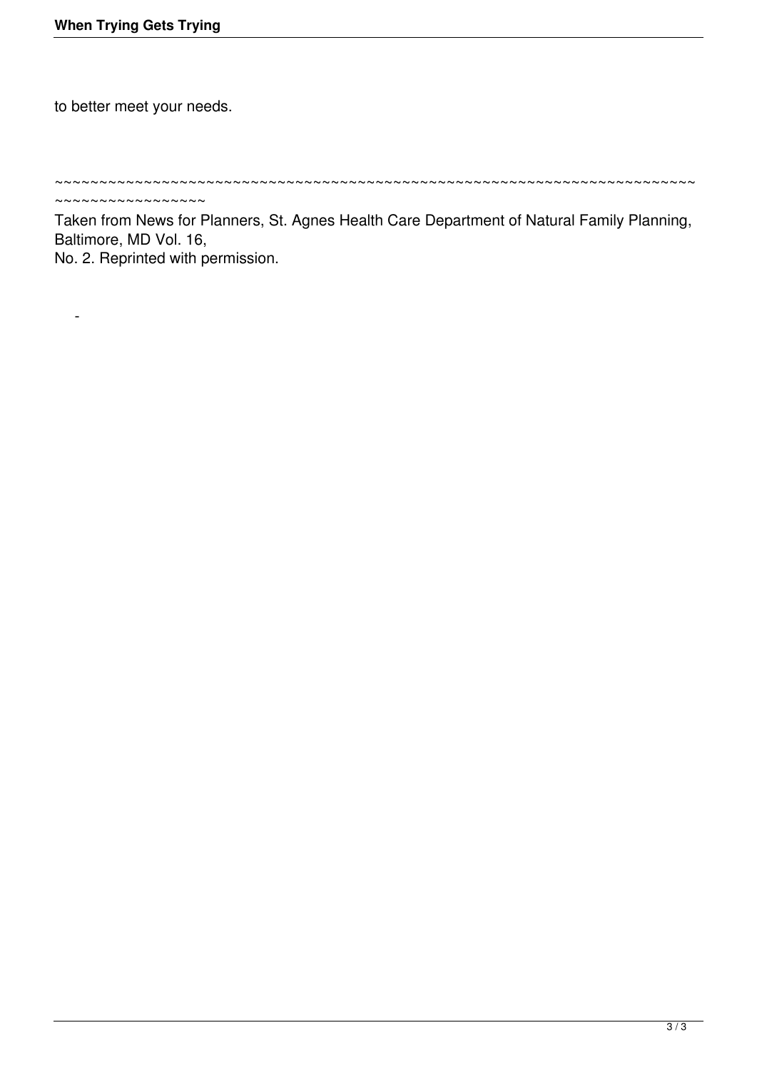to better meet your needs.

~~~~~~~~~~~~~~~~~~~~~~~~~~~~~~~~~~~~~~~~~~~~~~~~~~~~~~~~~~~~~~~~~~~~~~~~~~~~~~~~~~~~~~~~~~~~~

Taken from News for Planners, St. Agnes Health Care Department of Natural Family Planning, Baltimore, MD Vol. 16, No. 2. Reprinted with permission.

-